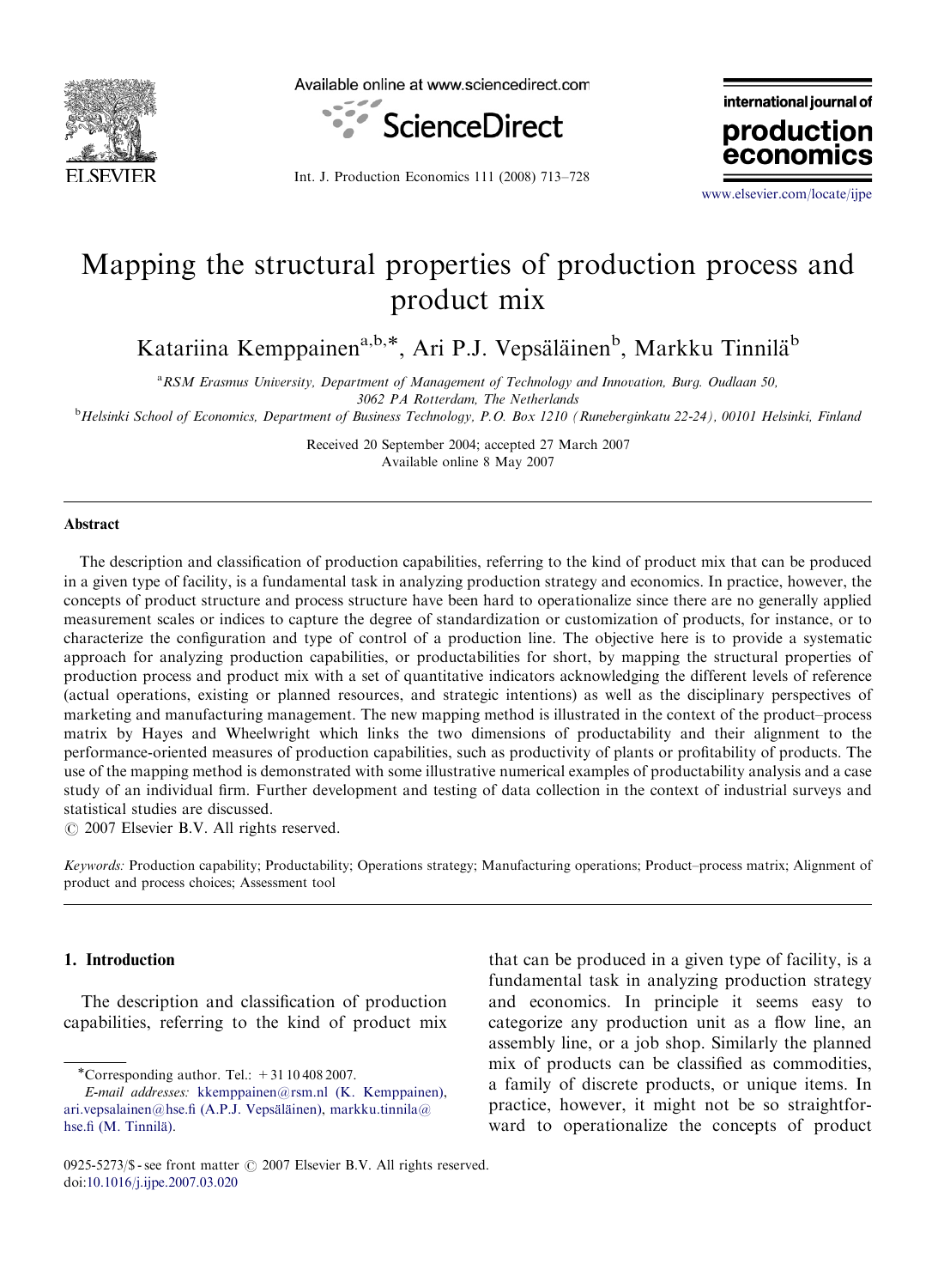# Mapping the structural properties of production process and product mix

Katariina Kemppainen[a,b,*], Ari P.J. Vepsäläinen[b], Markku Tinnilä[b]

[a]RSM Erasmus University, Department of Management of Technology and Innovation, Burg. Oudlaan 50, 3062 PA Rotterdam, The Netherlands

[b]Helsinki School of Economics, Department of Business Technology, P.O. Box 1210 (Runeberginkatu 22-24), 00101 Helsinki, Finland

Received 20 September 2004; accepted 27 March 2007
Available online 8 May 2007

## Abstract

The description and classification of production capabilities, referring to the kind of product mix that can be produced in a given type of facility, is a fundamental task in analyzing production strategy and economics. In practice, however, the concepts of product structure and process structure have been hard to operationalize since there are no generally applied measurement scales or indices to capture the degree of standardization or customization of products, for instance, or to characterize the configuration and type of control of a production line. The objective here is to provide a systematic approach for analyzing production capabilities, or productabilities for short, by mapping the structural properties of production process and product mix with a set of quantitative indicators acknowledging the different levels of reference (actual operations, existing or planned resources, and strategic intentions) as well as the disciplinary perspectives of marketing and manufacturing management. The new mapping method is illustrated in the context of the product–process matrix by Hayes and Wheelwright which links the two dimensions of productability and their alignment to the performance-oriented measures of production capabilities, such as productivity of plants or profitability of products. The use of the mapping method is demonstrated with some illustrative numerical examples of productability analysis and a case study of an individual firm. Further development and testing of data collection in the context of industrial surveys and statistical studies are discussed.

© 2007 Elsevier B.V. All rights reserved.

*Keywords:* Production capability; Productability; Operations strategy; Manufacturing operations; Product–process matrix; Alignment of product and process choices; Assessment tool

## 1. Introduction

The description and classification of production capabilities, referring to the kind of product mix that can be produced in a given type of facility, is a fundamental task in analyzing production strategy and economics. In principle it seems easy to categorize any production unit as a flow line, an assembly line, or a job shop. Similarly the planned mix of products can be classified as commodities, a family of discrete products, or unique items. In practice, however, it might not be so straightforward to operationalize the concepts of product

*Corresponding author. Tel.: +31 10 408 2007.

*E-mail addresses:* kkemppainen@rsm.nl (K. Kemppainen), ari.vepsalainen@hse.fi (A.P.J. Vepsäläinen), markku.tinnila@hse.fi (M. Tinnilä).

0925-5273/$ - see front matter © 2007 Elsevier B.V. All rights reserved.
doi:10.1016/j.ijpe.2007.03.020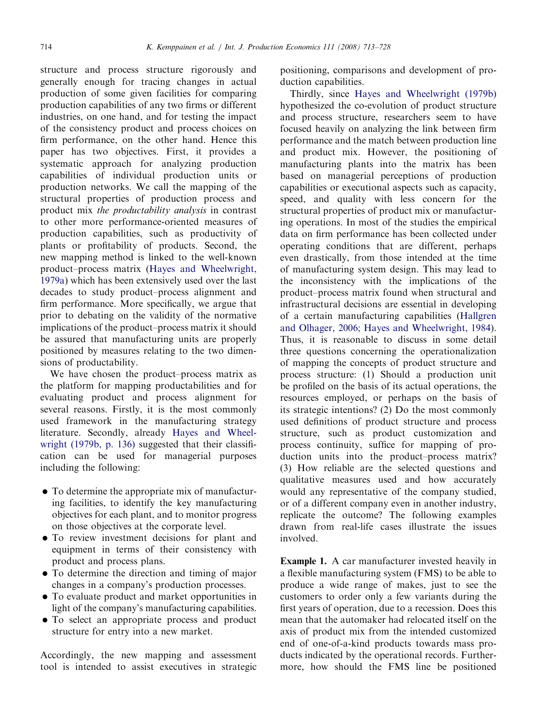structure and process structure rigorously and generally enough for tracing changes in actual production of some given facilities for comparing production capabilities of any two firms or different industries, on one hand, and for testing the impact of the consistency product and process choices on firm performance, on the other hand. Hence this paper has two objectives. First, it provides a systematic approach for analyzing production capabilities of individual production units or production networks. We call the mapping of the structural properties of production process and product mix *the productability analysis* in contrast to other more performance-oriented measures of production capabilities, such as productivity of plants or profitability of products. Second, the new mapping method is linked to the well-known product–process matrix (Hayes and Wheelwright, 1979a) which has been extensively used over the last decades to study product–process alignment and firm performance. More specifically, we argue that prior to debating on the validity of the normative implications of the product–process matrix it should be assured that manufacturing units are properly positioned by measures relating to the two dimensions of productability.

We have chosen the product–process matrix as the platform for mapping productabilities and for evaluating product and process alignment for several reasons. Firstly, it is the most commonly used framework in the manufacturing strategy literature. Secondly, already Hayes and Wheelwright (1979b, p. 136) suggested that their classification can be used for managerial purposes including the following:

- To determine the appropriate mix of manufacturing facilities, to identify the key manufacturing objectives for each plant, and to monitor progress on those objectives at the corporate level.
- To review investment decisions for plant and equipment in terms of their consistency with product and process plans.
- To determine the direction and timing of major changes in a company's production processes.
- To evaluate product and market opportunities in light of the company's manufacturing capabilities.
- To select an appropriate process and product structure for entry into a new market.

Accordingly, the new mapping and assessment tool is intended to assist executives in strategic positioning, comparisons and development of production capabilities.

Thirdly, since Hayes and Wheelwright (1979b) hypothesized the co-evolution of product structure and process structure, researchers seem to have focused heavily on analyzing the link between firm performance and the match between production line and product mix. However, the positioning of manufacturing plants into the matrix has been based on managerial perceptions of production capabilities or executional aspects such as capacity, speed, and quality with less concern for the structural properties of product mix or manufacturing operations. In most of the studies the empirical data on firm performance has been collected under operating conditions that are different, perhaps even drastically, from those intended at the time of manufacturing system design. This may lead to the inconsistency with the implications of the product–process matrix found when structural and infrastructural decisions are essential in developing of a certain manufacturing capabilities (Hallgren and Olhager, 2006; Hayes and Wheelwright, 1984). Thus, it is reasonable to discuss in some detail three questions concerning the operationalization of mapping the concepts of product structure and process structure: (1) Should a production unit be profiled on the basis of its actual operations, the resources employed, or perhaps on the basis of its strategic intentions? (2) Do the most commonly used definitions of product structure and process structure, such as product customization and process continuity, suffice for mapping of production units into the product–process matrix? (3) How reliable are the selected questions and qualitative measures used and how accurately would any representative of the company studied, or of a different company even in another industry, replicate the outcome? The following examples drawn from real-life cases illustrate the issues involved.

**Example 1.** A car manufacturer invested heavily in a flexible manufacturing system (FMS) to be able to produce a wide range of makes, just to see the customers to order only a few variants during the first years of operation, due to a recession. Does this mean that the automaker had relocated itself on the axis of product mix from the intended customized end of one-of-a-kind products towards mass products indicated by the operational records. Furthermore, how should the FMS line be positioned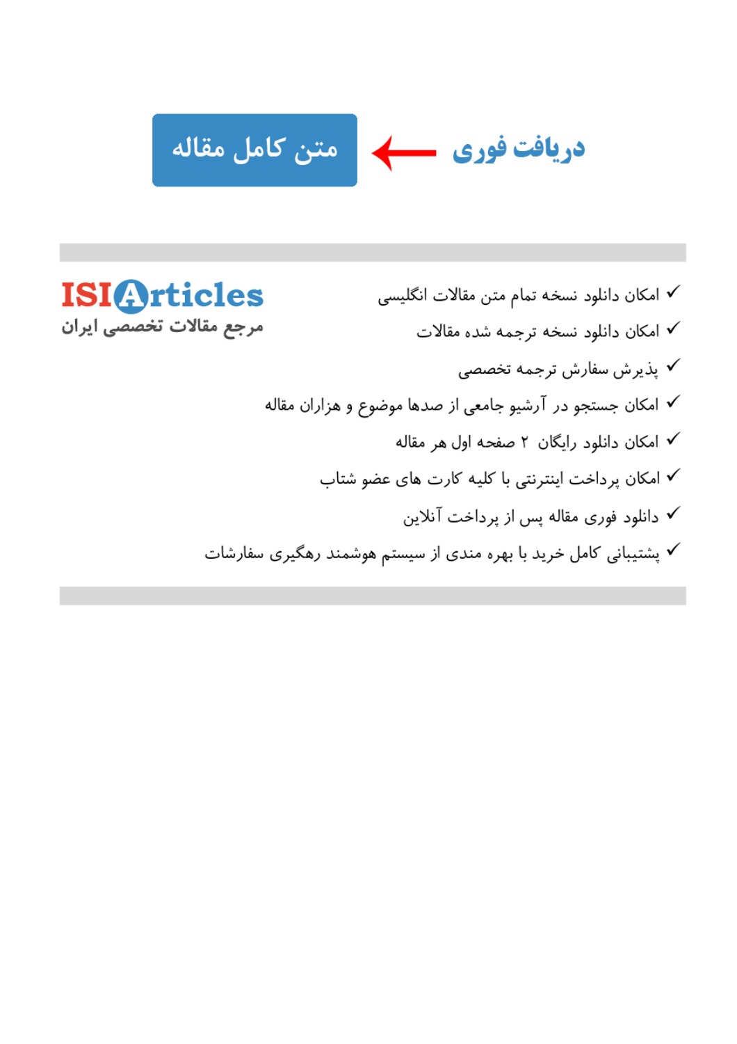دریافت فوری ← متن کامل مقاله

**ISIArticles**
مرجع مقالات تخصصی ایران

- ✓ امکان دانلود نسخه تمام متن مقالات انگلیسی
- ✓ امکان دانلود نسخه ترجمه شده مقالات
- ✓ پذیرش سفارش ترجمه تخصصی
- ✓ امکان جستجو در آرشیو جامعی از صدها موضوع و هزاران مقاله
- ✓ امکان دانلود رایگان ۲ صفحه اول هر مقاله
- ✓ امکان پرداخت اینترنتی با کلیه کارت های عضو شتاب
- ✓ دانلود فوری مقاله پس از پرداخت آنلاین
- ✓ پشتیبانی کامل خرید با بهره مندی از سیستم هوشمند رهگیری سفارشات